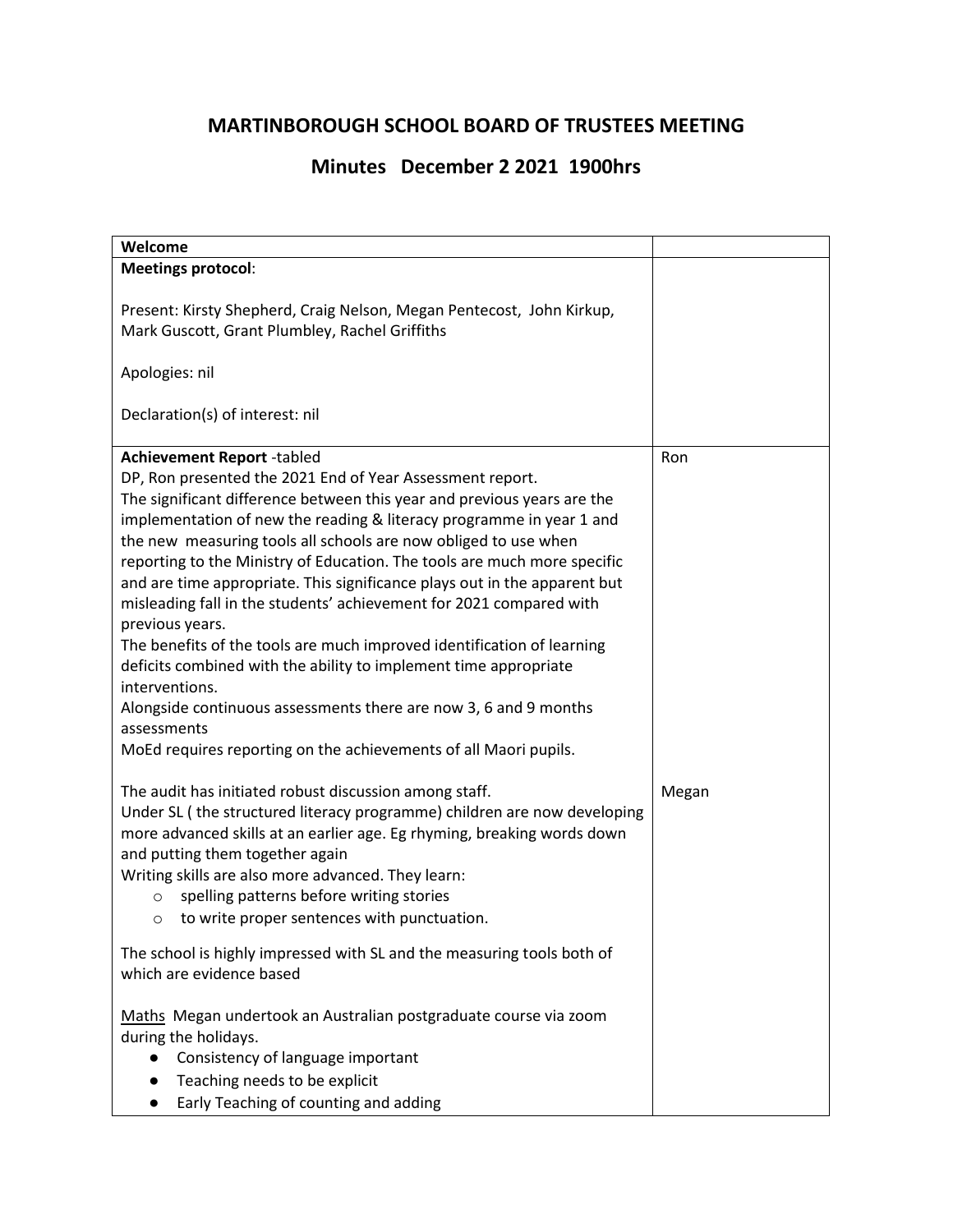# MARTINBOROUGH SCHOOL BOARD OF TRUSTEES MEETING

## Minutes December 2 2021 1900hrs

| **Welcome** | |
|---|---|
| **Meetings protocol**:<br><br>Present: Kirsty Shepherd, Craig Nelson, Megan Pentecost, John Kirkup, Mark Guscott, Grant Plumbley, Rachel Griffiths<br><br>Apologies: nil<br><br>Declaration(s) of interest: nil | |
| **Achievement Report** -tabled<br>DP, Ron presented the 2021 End of Year Assessment report.<br>The significant difference between this year and previous years are the implementation of new the reading & literacy programme in year 1 and the new measuring tools all schools are now obliged to use when reporting to the Ministry of Education. The tools are much more specific and are time appropriate. This significance plays out in the apparent but misleading fall in the students' achievement for 2021 compared with previous years.<br>The benefits of the tools are much improved identification of learning deficits combined with the ability to implement time appropriate interventions.<br>Alongside continuous assessments there are now 3, 6 and 9 months assessments<br>MoEd requires reporting on the achievements of all Maori pupils.<br><br>The audit has initiated robust discussion among staff.<br>Under SL ( the structured literacy programme) children are now developing more advanced skills at an earlier age. Eg rhyming, breaking words down and putting them together again<br>Writing skills are also more advanced. They learn:<br>○ spelling patterns before writing stories<br>○ to write proper sentences with punctuation.<br><br>The school is highly impressed with SL and the measuring tools both of which are evidence based<br><br>Maths Megan undertook an Australian postgraduate course via zoom during the holidays.<br>● Consistency of language important<br>● Teaching needs to be explicit<br>● Early Teaching of counting and adding | Ron<br><br><br><br><br><br><br><br><br><br><br><br><br><br><br><br>Megan |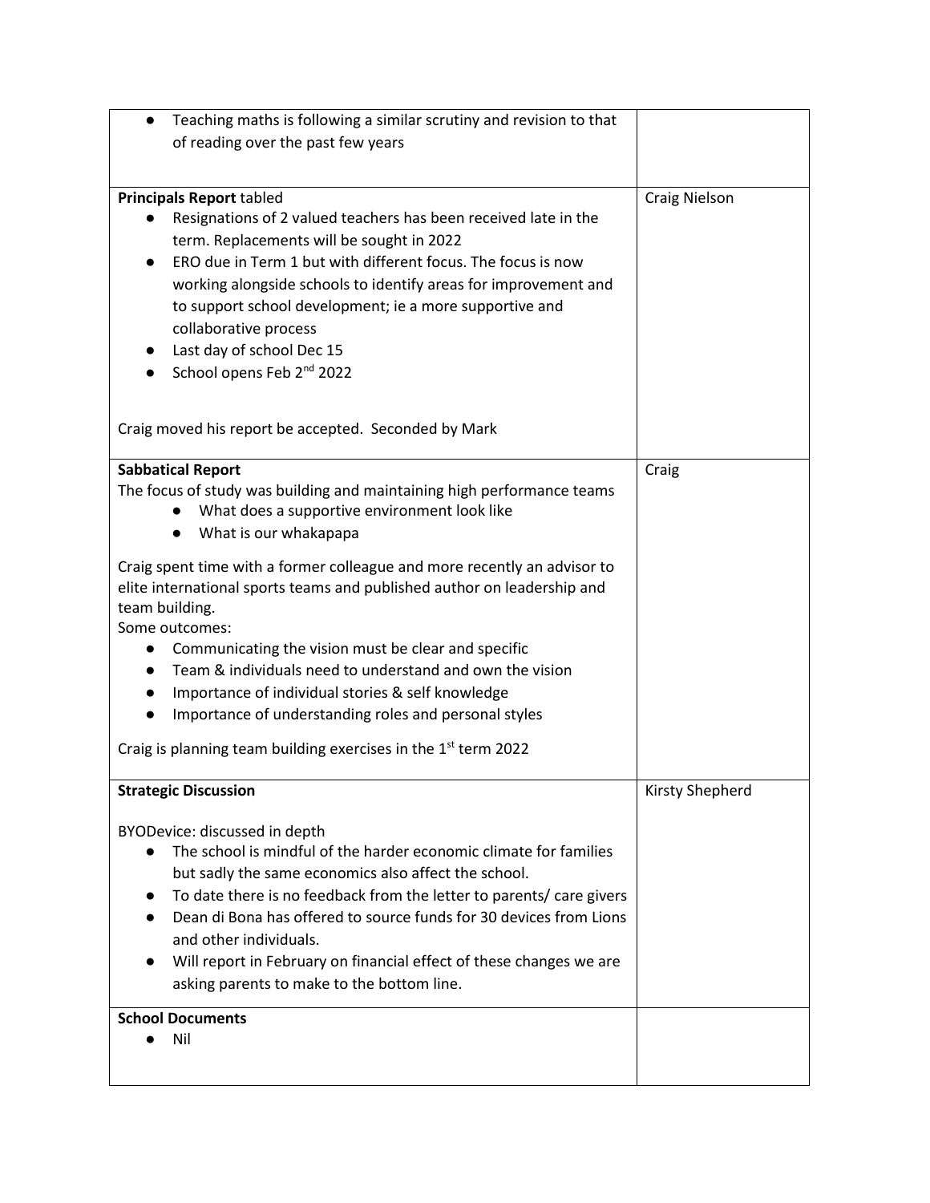| | |
|---|---|
| • Teaching maths is following a similar scrutiny and revision to that of reading over the past few years | |
| **Principals Report** tabled<br>• Resignations of 2 valued teachers has been received late in the term. Replacements will be sought in 2022<br>• ERO due in Term 1 but with different focus. The focus is now working alongside schools to identify areas for improvement and to support school development; ie a more supportive and collaborative process<br>• Last day of school Dec 15<br>• School opens Feb 2nd 2022<br><br>Craig moved his report be accepted. Seconded by Mark | Craig Nielson |
| **Sabbatical Report**<br>The focus of study was building and maintaining high performance teams<br>• What does a supportive environment look like<br>• What is our whakapapa<br><br>Craig spent time with a former colleague and more recently an advisor to elite international sports teams and published author on leadership and team building.<br>Some outcomes:<br>• Communicating the vision must be clear and specific<br>• Team & individuals need to understand and own the vision<br>• Importance of individual stories & self knowledge<br>• Importance of understanding roles and personal styles<br><br>Craig is planning team building exercises in the 1st term 2022 | Craig |
| **Strategic Discussion**<br><br>BYODevice: discussed in depth<br>• The school is mindful of the harder economic climate for families but sadly the same economics also affect the school.<br>• To date there is no feedback from the letter to parents/ care givers<br>• Dean di Bona has offered to source funds for 30 devices from Lions and other individuals.<br>• Will report in February on financial effect of these changes we are asking parents to make to the bottom line. | Kirsty Shepherd |
| **School Documents**<br>• Nil | |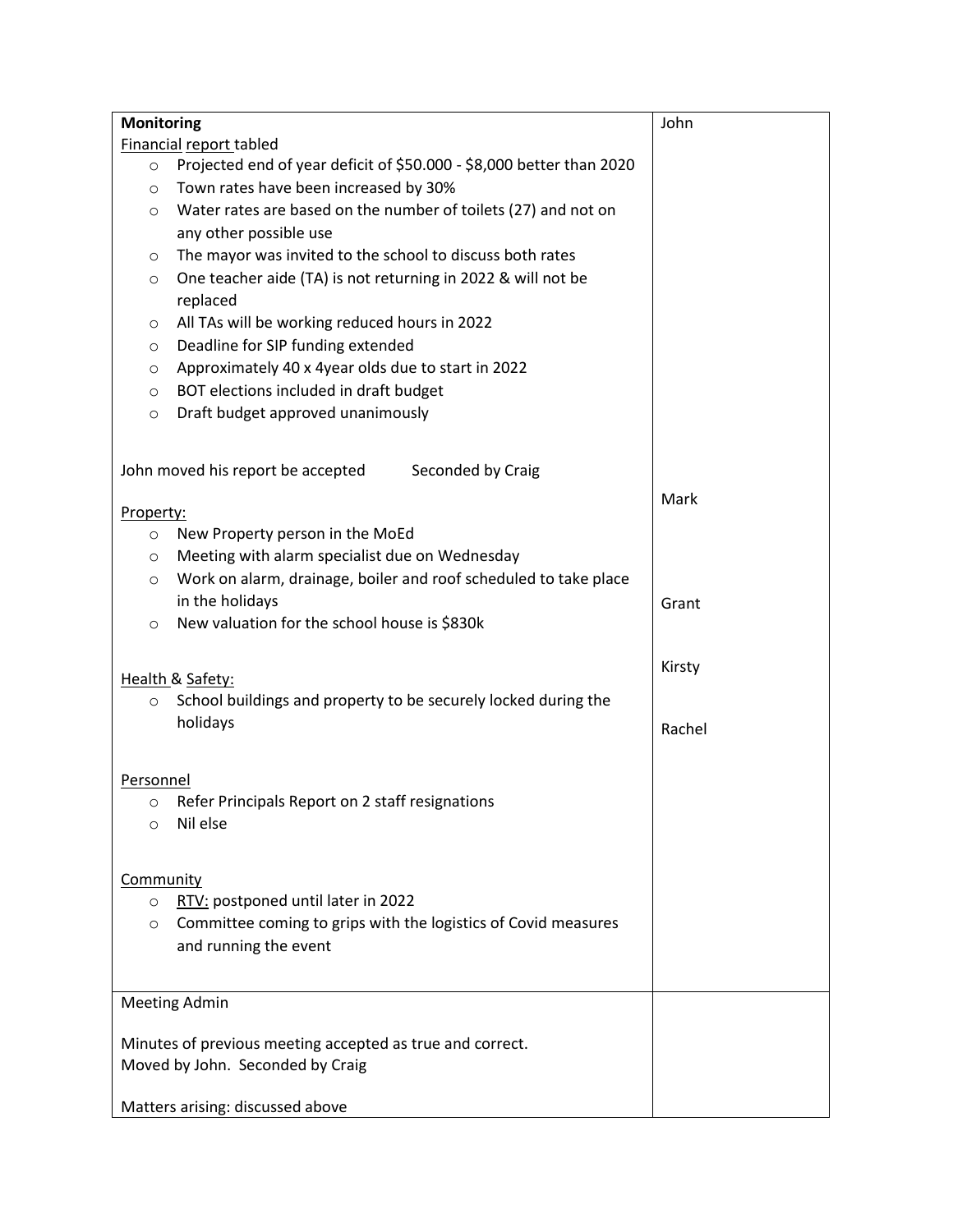| **Monitoring**<br>Financial report tabled<br>- Projected end of year deficit of $50.000 - $8,000 better than 2020<br>- Town rates have been increased by 30%<br>- Water rates are based on the number of toilets (27) and not on any other possible use<br>- The mayor was invited to the school to discuss both rates<br>- One teacher aide (TA) is not returning in 2022 & will not be replaced<br>- All TAs will be working reduced hours in 2022<br>- Deadline for SIP funding extended<br>- Approximately 40 x 4year olds due to start in 2022<br>- BOT elections included in draft budget<br>- Draft budget approved unanimously<br><br>John moved his report be accepted Seconded by Craig<br><br>Property:<br>- New Property person in the MoEd<br>- Meeting with alarm specialist due on Wednesday<br>- Work on alarm, drainage, boiler and roof scheduled to take place in the holidays<br>- New valuation for the school house is $830k<br><br>Health & Safety:<br>- School buildings and property to be securely locked during the holidays<br><br>Personnel<br>- Refer Principals Report on 2 staff resignations<br>- Nil else<br><br>Community<br>- RTV: postponed until later in 2022<br>- Committee coming to grips with the logistics of Covid measures and running the event | John<br><br><br><br><br><br><br><br><br><br><br><br><br>Mark<br><br><br>Grant<br><br>Kirsty<br><br>Rachel |
|---|---|
| Meeting Admin<br><br>Minutes of previous meeting accepted as true and correct.<br>Moved by John. Seconded by Craig<br><br>Matters arising: discussed above | |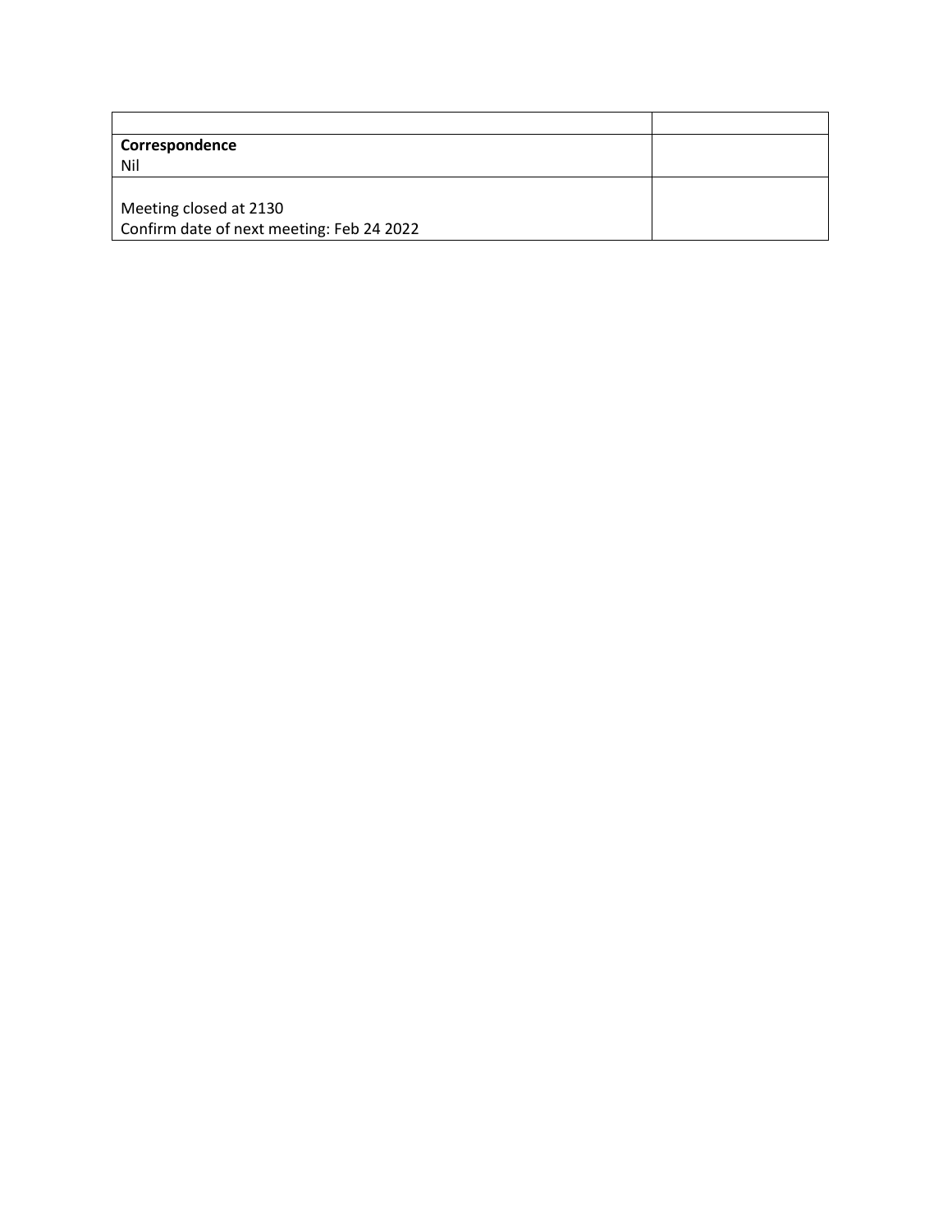| | |
|---|---|
| **Correspondence**<br>Nil | |
| <br>Meeting closed at 2130<br>Confirm date of next meeting: Feb 24 2022 | |